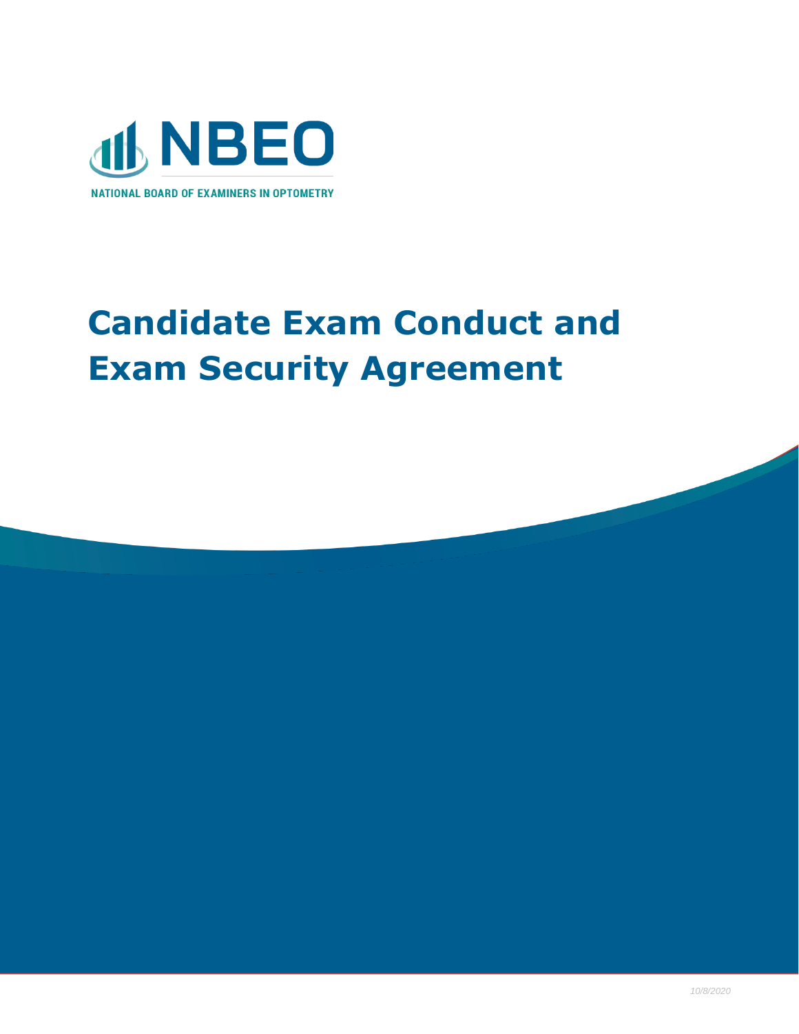NBEO

NATIONAL BOARD OF EXAMINERS IN OPTOMETRY

# Candidate Exam Conduct and Exam Security Agreement

*10/8/2020*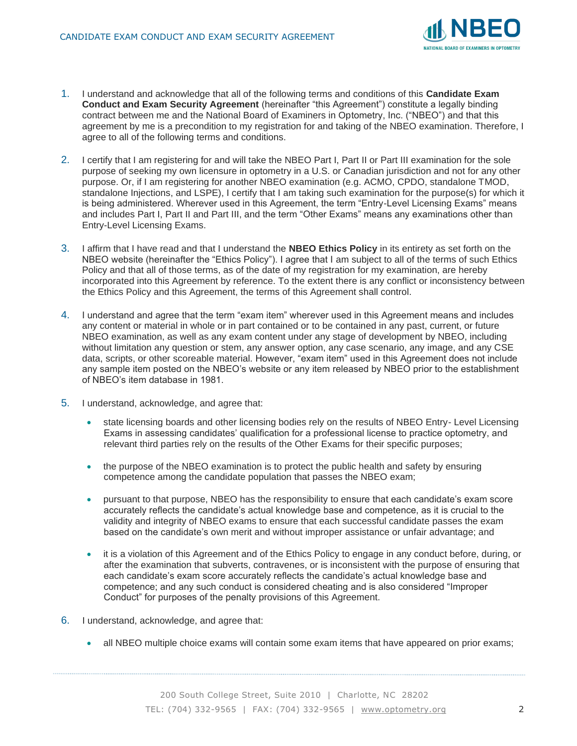1. I understand and acknowledge that all of the following terms and conditions of this **Candidate Exam Conduct and Exam Security Agreement** (hereinafter "this Agreement") constitute a legally binding contract between me and the National Board of Examiners in Optometry, Inc. ("NBEO") and that this agreement by me is a precondition to my registration for and taking of the NBEO examination. Therefore, I agree to all of the following terms and conditions.

2. I certify that I am registering for and will take the NBEO Part I, Part II or Part III examination for the sole purpose of seeking my own licensure in optometry in a U.S. or Canadian jurisdiction and not for any other purpose. Or, if I am registering for another NBEO examination (e.g. ACMO, CPDO, standalone TMOD, standalone Injections, and LSPE), I certify that I am taking such examination for the purpose(s) for which it is being administered. Wherever used in this Agreement, the term "Entry-Level Licensing Exams" means and includes Part I, Part II and Part III, and the term "Other Exams" means any examinations other than Entry-Level Licensing Exams.

3. I affirm that I have read and that I understand the **NBEO Ethics Policy** in its entirety as set forth on the NBEO website (hereinafter the "Ethics Policy"). I agree that I am subject to all of the terms of such Ethics Policy and that all of those terms, as of the date of my registration for my examination, are hereby incorporated into this Agreement by reference. To the extent there is any conflict or inconsistency between the Ethics Policy and this Agreement, the terms of this Agreement shall control.

4. I understand and agree that the term "exam item" wherever used in this Agreement means and includes any content or material in whole or in part contained or to be contained in any past, current, or future NBEO examination, as well as any exam content under any stage of development by NBEO, including without limitation any question or stem, any answer option, any case scenario, any image, and any CSE data, scripts, or other scoreable material. However, "exam item" used in this Agreement does not include any sample item posted on the NBEO's website or any item released by NBEO prior to the establishment of NBEO's item database in 1981.

5. I understand, acknowledge, and agree that:

   - state licensing boards and other licensing bodies rely on the results of NBEO Entry- Level Licensing Exams in assessing candidates' qualification for a professional license to practice optometry, and relevant third parties rely on the results of the Other Exams for their specific purposes;

   - the purpose of the NBEO examination is to protect the public health and safety by ensuring competence among the candidate population that passes the NBEO exam;

   - pursuant to that purpose, NBEO has the responsibility to ensure that each candidate's exam score accurately reflects the candidate's actual knowledge base and competence, as it is crucial to the validity and integrity of NBEO exams to ensure that each successful candidate passes the exam based on the candidate's own merit and without improper assistance or unfair advantage; and

   - it is a violation of this Agreement and of the Ethics Policy to engage in any conduct before, during, or after the examination that subverts, contravenes, or is inconsistent with the purpose of ensuring that each candidate's exam score accurately reflects the candidate's actual knowledge base and competence; and any such conduct is considered cheating and is also considered "Improper Conduct" for purposes of the penalty provisions of this Agreement.

6. I understand, acknowledge, and agree that:

   - all NBEO multiple choice exams will contain some exam items that have appeared on prior exams;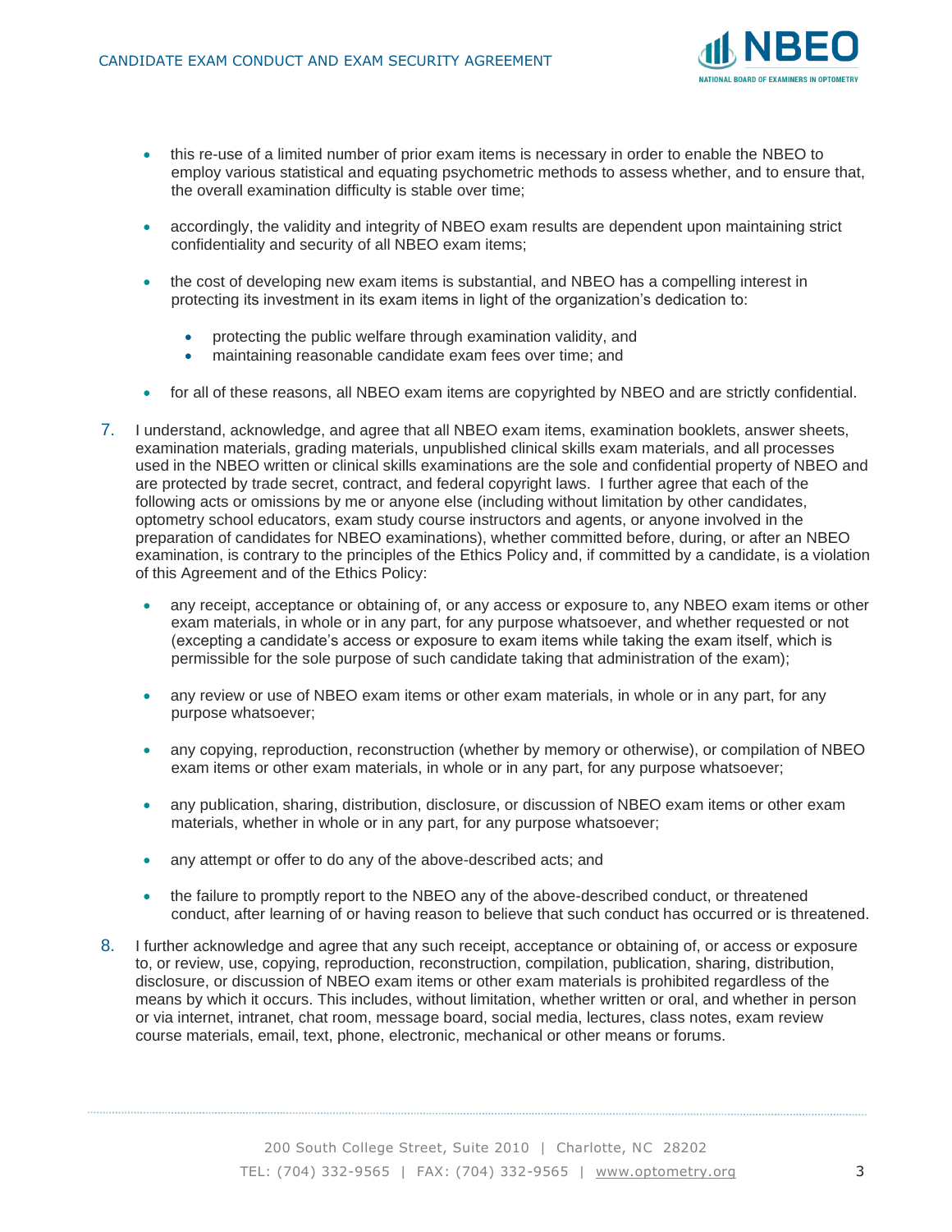- this re-use of a limited number of prior exam items is necessary in order to enable the NBEO to employ various statistical and equating psychometric methods to assess whether, and to ensure that, the overall examination difficulty is stable over time;

- accordingly, the validity and integrity of NBEO exam results are dependent upon maintaining strict confidentiality and security of all NBEO exam items;

- the cost of developing new exam items is substantial, and NBEO has a compelling interest in protecting its investment in its exam items in light of the organization's dedication to:

  - protecting the public welfare through examination validity, and
  - maintaining reasonable candidate exam fees over time; and

- for all of these reasons, all NBEO exam items are copyrighted by NBEO and are strictly confidential.

7. I understand, acknowledge, and agree that all NBEO exam items, examination booklets, answer sheets, examination materials, grading materials, unpublished clinical skills exam materials, and all processes used in the NBEO written or clinical skills examinations are the sole and confidential property of NBEO and are protected by trade secret, contract, and federal copyright laws. I further agree that each of the following acts or omissions by me or anyone else (including without limitation by other candidates, optometry school educators, exam study course instructors and agents, or anyone involved in the preparation of candidates for NBEO examinations), whether committed before, during, or after an NBEO examination, is contrary to the principles of the Ethics Policy and, if committed by a candidate, is a violation of this Agreement and of the Ethics Policy:

   - any receipt, acceptance or obtaining of, or any access or exposure to, any NBEO exam items or other exam materials, in whole or in any part, for any purpose whatsoever, and whether requested or not (excepting a candidate's access or exposure to exam items while taking the exam itself, which is permissible for the sole purpose of such candidate taking that administration of the exam);

   - any review or use of NBEO exam items or other exam materials, in whole or in any part, for any purpose whatsoever;

   - any copying, reproduction, reconstruction (whether by memory or otherwise), or compilation of NBEO exam items or other exam materials, in whole or in any part, for any purpose whatsoever;

   - any publication, sharing, distribution, disclosure, or discussion of NBEO exam items or other exam materials, whether in whole or in any part, for any purpose whatsoever;

   - any attempt or offer to do any of the above-described acts; and

   - the failure to promptly report to the NBEO any of the above-described conduct, or threatened conduct, after learning of or having reason to believe that such conduct has occurred or is threatened.

8. I further acknowledge and agree that any such receipt, acceptance or obtaining of, or access or exposure to, or review, use, copying, reproduction, reconstruction, compilation, publication, sharing, distribution, disclosure, or discussion of NBEO exam items or other exam materials is prohibited regardless of the means by which it occurs. This includes, without limitation, whether written or oral, and whether in person or via internet, intranet, chat room, message board, social media, lectures, class notes, exam review course materials, email, text, phone, electronic, mechanical or other means or forums.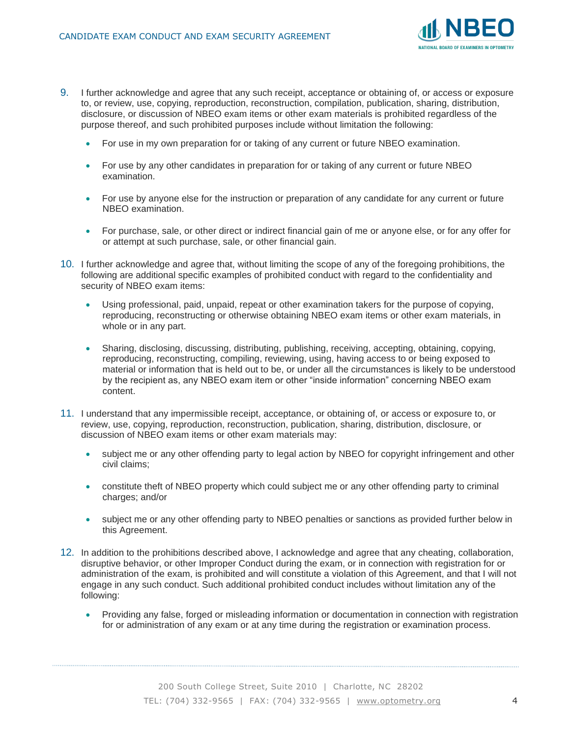9. I further acknowledge and agree that any such receipt, acceptance or obtaining of, or access or exposure to, or review, use, copying, reproduction, reconstruction, compilation, publication, sharing, distribution, disclosure, or discussion of NBEO exam items or other exam materials is prohibited regardless of the purpose thereof, and such prohibited purposes include without limitation the following:

   - For use in my own preparation for or taking of any current or future NBEO examination.
   - For use by any other candidates in preparation for or taking of any current or future NBEO examination.
   - For use by anyone else for the instruction or preparation of any candidate for any current or future NBEO examination.
   - For purchase, sale, or other direct or indirect financial gain of me or anyone else, or for any offer for or attempt at such purchase, sale, or other financial gain.

10. I further acknowledge and agree that, without limiting the scope of any of the foregoing prohibitions, the following are additional specific examples of prohibited conduct with regard to the confidentiality and security of NBEO exam items:

    - Using professional, paid, unpaid, repeat or other examination takers for the purpose of copying, reproducing, reconstructing or otherwise obtaining NBEO exam items or other exam materials, in whole or in any part.
    - Sharing, disclosing, discussing, distributing, publishing, receiving, accepting, obtaining, copying, reproducing, reconstructing, compiling, reviewing, using, having access to or being exposed to material or information that is held out to be, or under all the circumstances is likely to be understood by the recipient as, any NBEO exam item or other "inside information" concerning NBEO exam content.

11. I understand that any impermissible receipt, acceptance, or obtaining of, or access or exposure to, or review, use, copying, reproduction, reconstruction, publication, sharing, distribution, disclosure, or discussion of NBEO exam items or other exam materials may:

    - subject me or any other offending party to legal action by NBEO for copyright infringement and other civil claims;
    - constitute theft of NBEO property which could subject me or any other offending party to criminal charges; and/or
    - subject me or any other offending party to NBEO penalties or sanctions as provided further below in this Agreement.

12. In addition to the prohibitions described above, I acknowledge and agree that any cheating, collaboration, disruptive behavior, or other Improper Conduct during the exam, or in connection with registration for or administration of the exam, is prohibited and will constitute a violation of this Agreement, and that I will not engage in any such conduct. Such additional prohibited conduct includes without limitation any of the following:

    - Providing any false, forged or misleading information or documentation in connection with registration for or administration of any exam or at any time during the registration or examination process.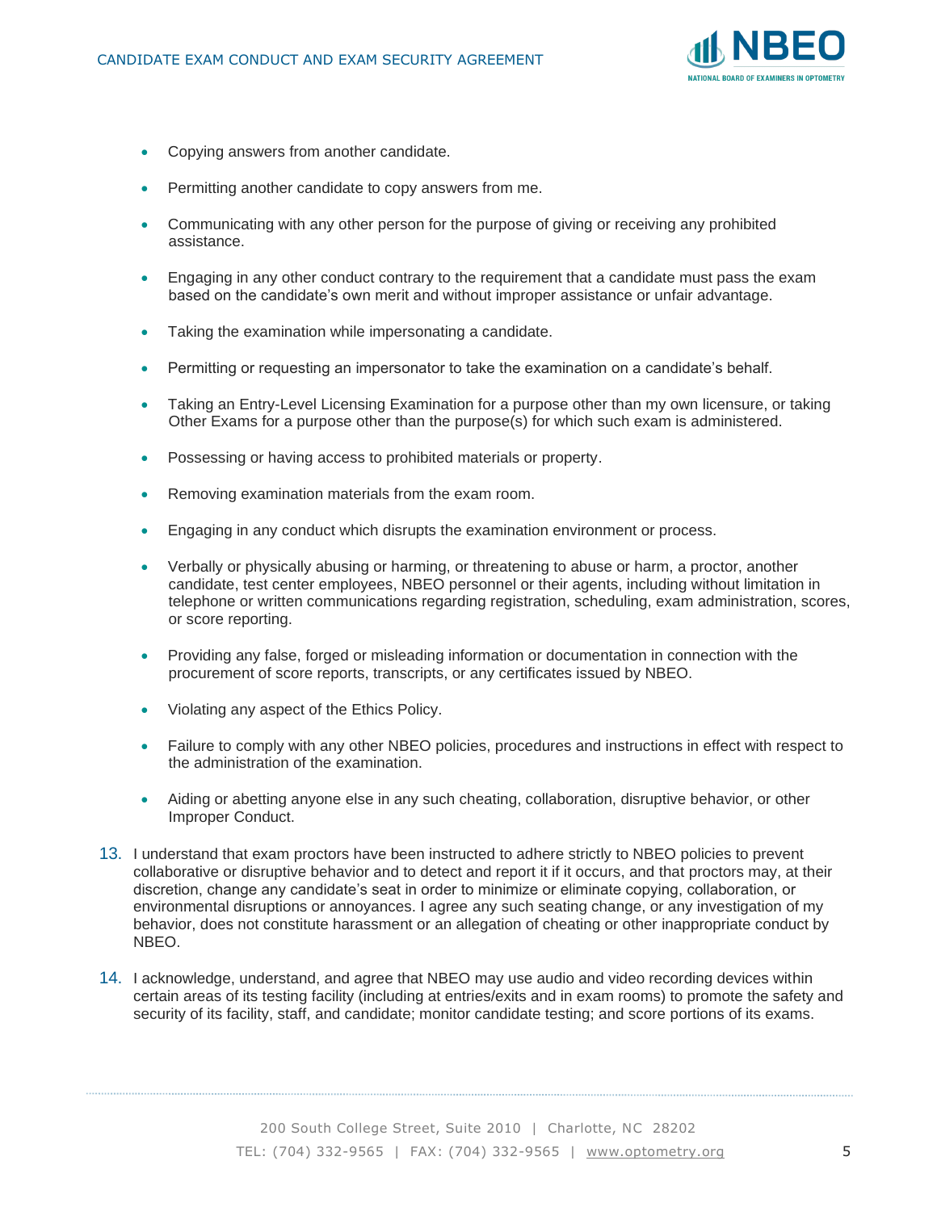- Copying answers from another candidate.
- Permitting another candidate to copy answers from me.
- Communicating with any other person for the purpose of giving or receiving any prohibited assistance.
- Engaging in any other conduct contrary to the requirement that a candidate must pass the exam based on the candidate's own merit and without improper assistance or unfair advantage.
- Taking the examination while impersonating a candidate.
- Permitting or requesting an impersonator to take the examination on a candidate's behalf.
- Taking an Entry-Level Licensing Examination for a purpose other than my own licensure, or taking Other Exams for a purpose other than the purpose(s) for which such exam is administered.
- Possessing or having access to prohibited materials or property.
- Removing examination materials from the exam room.
- Engaging in any conduct which disrupts the examination environment or process.
- Verbally or physically abusing or harming, or threatening to abuse or harm, a proctor, another candidate, test center employees, NBEO personnel or their agents, including without limitation in telephone or written communications regarding registration, scheduling, exam administration, scores, or score reporting.
- Providing any false, forged or misleading information or documentation in connection with the procurement of score reports, transcripts, or any certificates issued by NBEO.
- Violating any aspect of the Ethics Policy.
- Failure to comply with any other NBEO policies, procedures and instructions in effect with respect to the administration of the examination.
- Aiding or abetting anyone else in any such cheating, collaboration, disruptive behavior, or other Improper Conduct.

13. I understand that exam proctors have been instructed to adhere strictly to NBEO policies to prevent collaborative or disruptive behavior and to detect and report it if it occurs, and that proctors may, at their discretion, change any candidate's seat in order to minimize or eliminate copying, collaboration, or environmental disruptions or annoyances. I agree any such seating change, or any investigation of my behavior, does not constitute harassment or an allegation of cheating or other inappropriate conduct by NBEO.

14. I acknowledge, understand, and agree that NBEO may use audio and video recording devices within certain areas of its testing facility (including at entries/exits and in exam rooms) to promote the safety and security of its facility, staff, and candidate; monitor candidate testing; and score portions of its exams.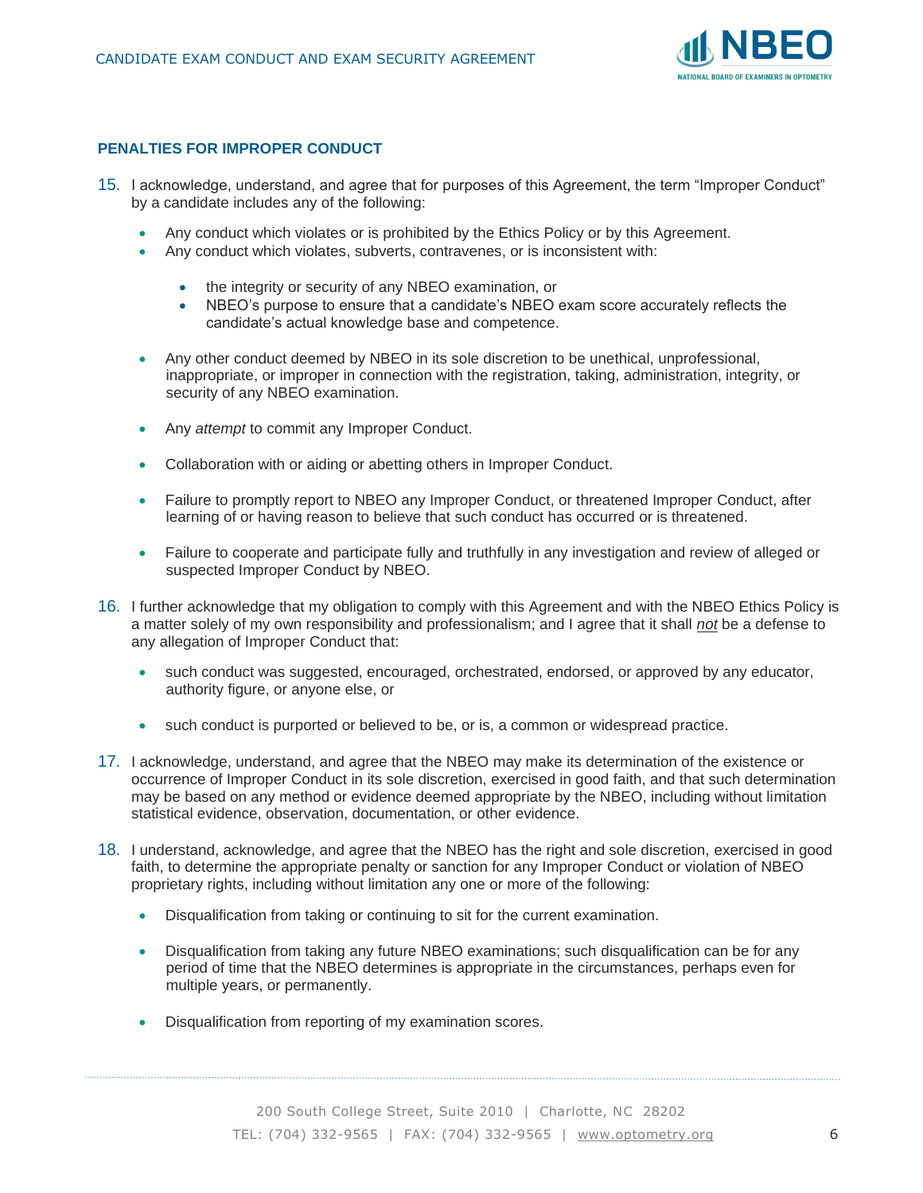## PENALTIES FOR IMPROPER CONDUCT

15. I acknowledge, understand, and agree that for purposes of this Agreement, the term "Improper Conduct" by a candidate includes any of the following:

    - Any conduct which violates or is prohibited by the Ethics Policy or by this Agreement.
    - Any conduct which violates, subverts, contravenes, or is inconsistent with:
        - the integrity or security of any NBEO examination, or
        - NBEO's purpose to ensure that a candidate's NBEO exam score accurately reflects the candidate's actual knowledge base and competence.
    - Any other conduct deemed by NBEO in its sole discretion to be unethical, unprofessional, inappropriate, or improper in connection with the registration, taking, administration, integrity, or security of any NBEO examination.
    - Any *attempt* to commit any Improper Conduct.
    - Collaboration with or aiding or abetting others in Improper Conduct.
    - Failure to promptly report to NBEO any Improper Conduct, or threatened Improper Conduct, after learning of or having reason to believe that such conduct has occurred or is threatened.
    - Failure to cooperate and participate fully and truthfully in any investigation and review of alleged or suspected Improper Conduct by NBEO.

16. I further acknowledge that my obligation to comply with this Agreement and with the NBEO Ethics Policy is a matter solely of my own responsibility and professionalism; and I agree that it shall ***not*** be a defense to any allegation of Improper Conduct that:

    - such conduct was suggested, encouraged, orchestrated, endorsed, or approved by any educator, authority figure, or anyone else, or
    - such conduct is purported or believed to be, or is, a common or widespread practice.

17. I acknowledge, understand, and agree that the NBEO may make its determination of the existence or occurrence of Improper Conduct in its sole discretion, exercised in good faith, and that such determination may be based on any method or evidence deemed appropriate by the NBEO, including without limitation statistical evidence, observation, documentation, or other evidence.

18. I understand, acknowledge, and agree that the NBEO has the right and sole discretion, exercised in good faith, to determine the appropriate penalty or sanction for any Improper Conduct or violation of NBEO proprietary rights, including without limitation any one or more of the following:

    - Disqualification from taking or continuing to sit for the current examination.
    - Disqualification from taking any future NBEO examinations; such disqualification can be for any period of time that the NBEO determines is appropriate in the circumstances, perhaps even for multiple years, or permanently.
    - Disqualification from reporting of my examination scores.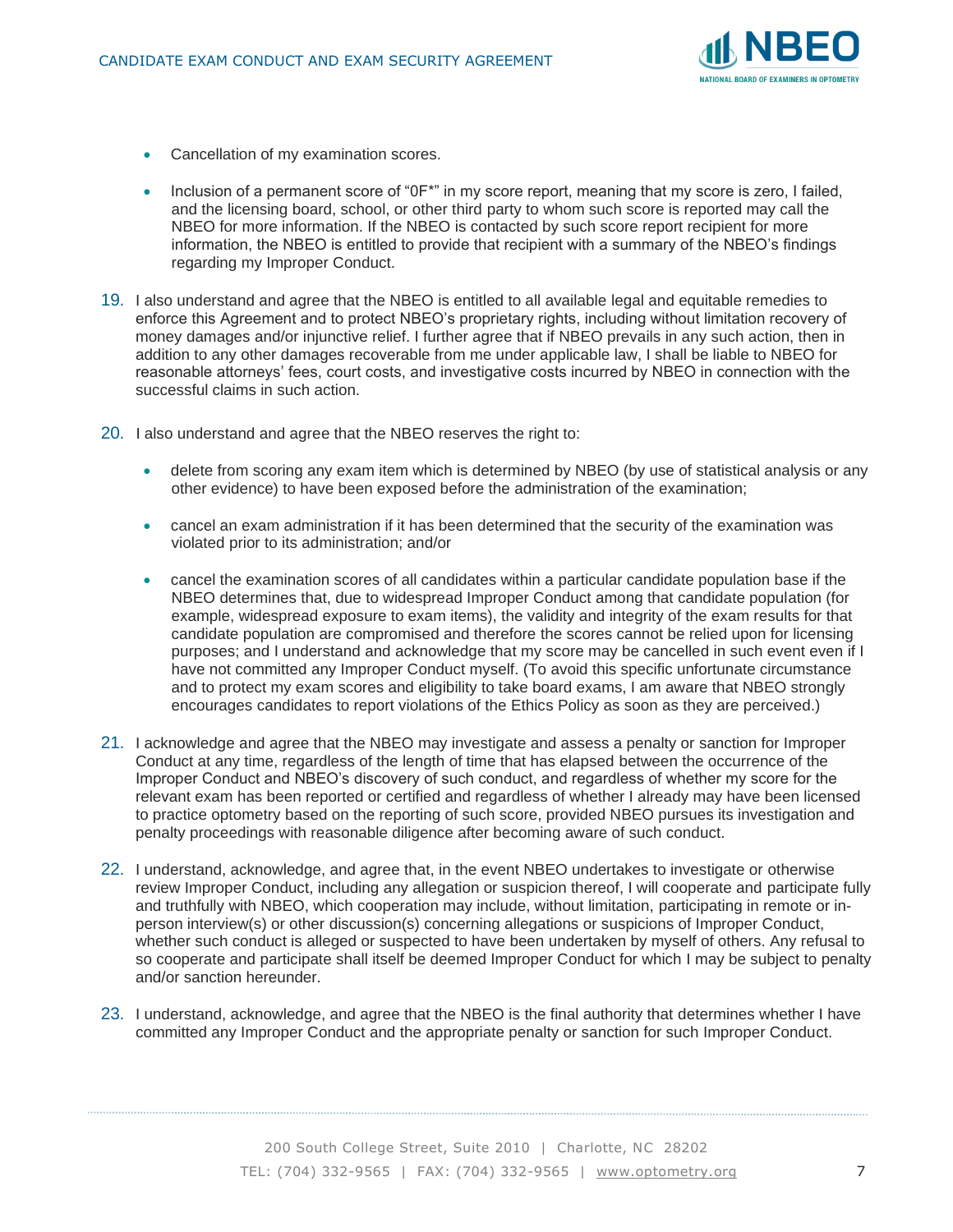- Cancellation of my examination scores.
- Inclusion of a permanent score of "0F*" in my score report, meaning that my score is zero, I failed, and the licensing board, school, or other third party to whom such score is reported may call the NBEO for more information. If the NBEO is contacted by such score report recipient for more information, the NBEO is entitled to provide that recipient with a summary of the NBEO's findings regarding my Improper Conduct.

19. I also understand and agree that the NBEO is entitled to all available legal and equitable remedies to enforce this Agreement and to protect NBEO's proprietary rights, including without limitation recovery of money damages and/or injunctive relief. I further agree that if NBEO prevails in any such action, then in addition to any other damages recoverable from me under applicable law, I shall be liable to NBEO for reasonable attorneys' fees, court costs, and investigative costs incurred by NBEO in connection with the successful claims in such action.

20. I also understand and agree that the NBEO reserves the right to:
    - delete from scoring any exam item which is determined by NBEO (by use of statistical analysis or any other evidence) to have been exposed before the administration of the examination;
    - cancel an exam administration if it has been determined that the security of the examination was violated prior to its administration; and/or
    - cancel the examination scores of all candidates within a particular candidate population base if the NBEO determines that, due to widespread Improper Conduct among that candidate population (for example, widespread exposure to exam items), the validity and integrity of the exam results for that candidate population are compromised and therefore the scores cannot be relied upon for licensing purposes; and I understand and acknowledge that my score may be cancelled in such event even if I have not committed any Improper Conduct myself. (To avoid this specific unfortunate circumstance and to protect my exam scores and eligibility to take board exams, I am aware that NBEO strongly encourages candidates to report violations of the Ethics Policy as soon as they are perceived.)

21. I acknowledge and agree that the NBEO may investigate and assess a penalty or sanction for Improper Conduct at any time, regardless of the length of time that has elapsed between the occurrence of the Improper Conduct and NBEO's discovery of such conduct, and regardless of whether my score for the relevant exam has been reported or certified and regardless of whether I already may have been licensed to practice optometry based on the reporting of such score, provided NBEO pursues its investigation and penalty proceedings with reasonable diligence after becoming aware of such conduct.

22. I understand, acknowledge, and agree that, in the event NBEO undertakes to investigate or otherwise review Improper Conduct, including any allegation or suspicion thereof, I will cooperate and participate fully and truthfully with NBEO, which cooperation may include, without limitation, participating in remote or in-person interview(s) or other discussion(s) concerning allegations or suspicions of Improper Conduct, whether such conduct is alleged or suspected to have been undertaken by myself of others. Any refusal to so cooperate and participate shall itself be deemed Improper Conduct for which I may be subject to penalty and/or sanction hereunder.

23. I understand, acknowledge, and agree that the NBEO is the final authority that determines whether I have committed any Improper Conduct and the appropriate penalty or sanction for such Improper Conduct.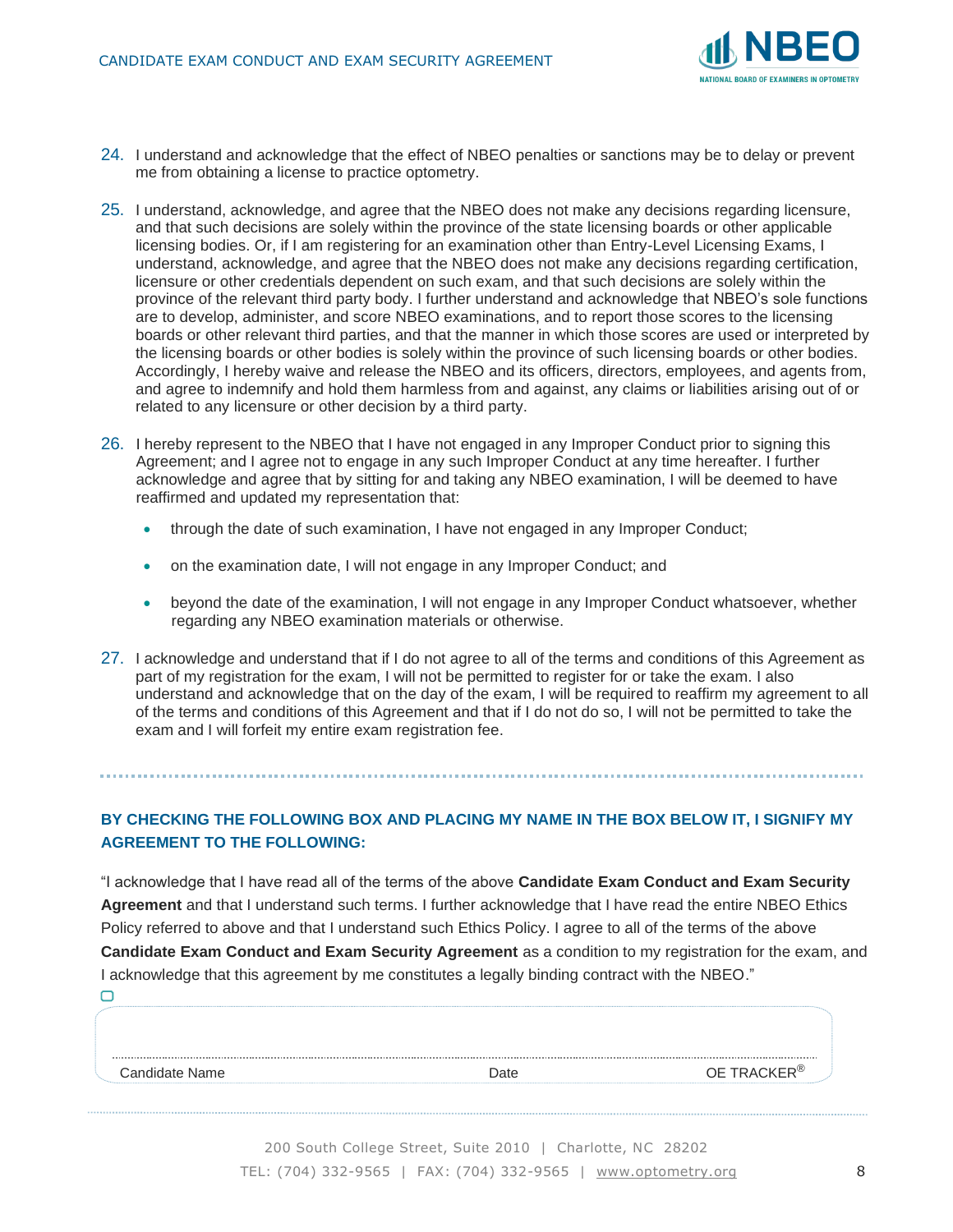24. I understand and acknowledge that the effect of NBEO penalties or sanctions may be to delay or prevent me from obtaining a license to practice optometry.

25. I understand, acknowledge, and agree that the NBEO does not make any decisions regarding licensure, and that such decisions are solely within the province of the state licensing boards or other applicable licensing bodies. Or, if I am registering for an examination other than Entry-Level Licensing Exams, I understand, acknowledge, and agree that the NBEO does not make any decisions regarding certification, licensure or other credentials dependent on such exam, and that such decisions are solely within the province of the relevant third party body. I further understand and acknowledge that NBEO's sole functions are to develop, administer, and score NBEO examinations, and to report those scores to the licensing boards or other relevant third parties, and that the manner in which those scores are used or interpreted by the licensing boards or other bodies is solely within the province of such licensing boards or other bodies. Accordingly, I hereby waive and release the NBEO and its officers, directors, employees, and agents from, and agree to indemnify and hold them harmless from and against, any claims or liabilities arising out of or related to any licensure or other decision by a third party.

26. I hereby represent to the NBEO that I have not engaged in any Improper Conduct prior to signing this Agreement; and I agree not to engage in any such Improper Conduct at any time hereafter. I further acknowledge and agree that by sitting for and taking any NBEO examination, I will be deemed to have reaffirmed and updated my representation that:
    - through the date of such examination, I have not engaged in any Improper Conduct;
    - on the examination date, I will not engage in any Improper Conduct; and
    - beyond the date of the examination, I will not engage in any Improper Conduct whatsoever, whether regarding any NBEO examination materials or otherwise.

27. I acknowledge and understand that if I do not agree to all of the terms and conditions of this Agreement as part of my registration for the exam, I will not be permitted to register for or take the exam. I also understand and acknowledge that on the day of the exam, I will be required to reaffirm my agreement to all of the terms and conditions of this Agreement and that if I do not do so, I will not be permitted to take the exam and I will forfeit my entire exam registration fee.

---

**BY CHECKING THE FOLLOWING BOX AND PLACING MY NAME IN THE BOX BELOW IT, I SIGNIFY MY AGREEMENT TO THE FOLLOWING:**

"I acknowledge that I have read all of the terms of the above **Candidate Exam Conduct and Exam Security Agreement** and that I understand such terms. I further acknowledge that I have read the entire NBEO Ethics Policy referred to above and that I understand such Ethics Policy. I agree to all of the terms of the above **Candidate Exam Conduct and Exam Security Agreement** as a condition to my registration for the exam, and I acknowledge that this agreement by me constitutes a legally binding contract with the NBEO."

☐

| Candidate Name | Date | OE TRACKER® |
|---|---|---|
| | | |

200 South College Street, Suite 2010 | Charlotte, NC 28202
TEL: (704) 332-9565 | FAX: (704) 332-9565 | www.optometry.org